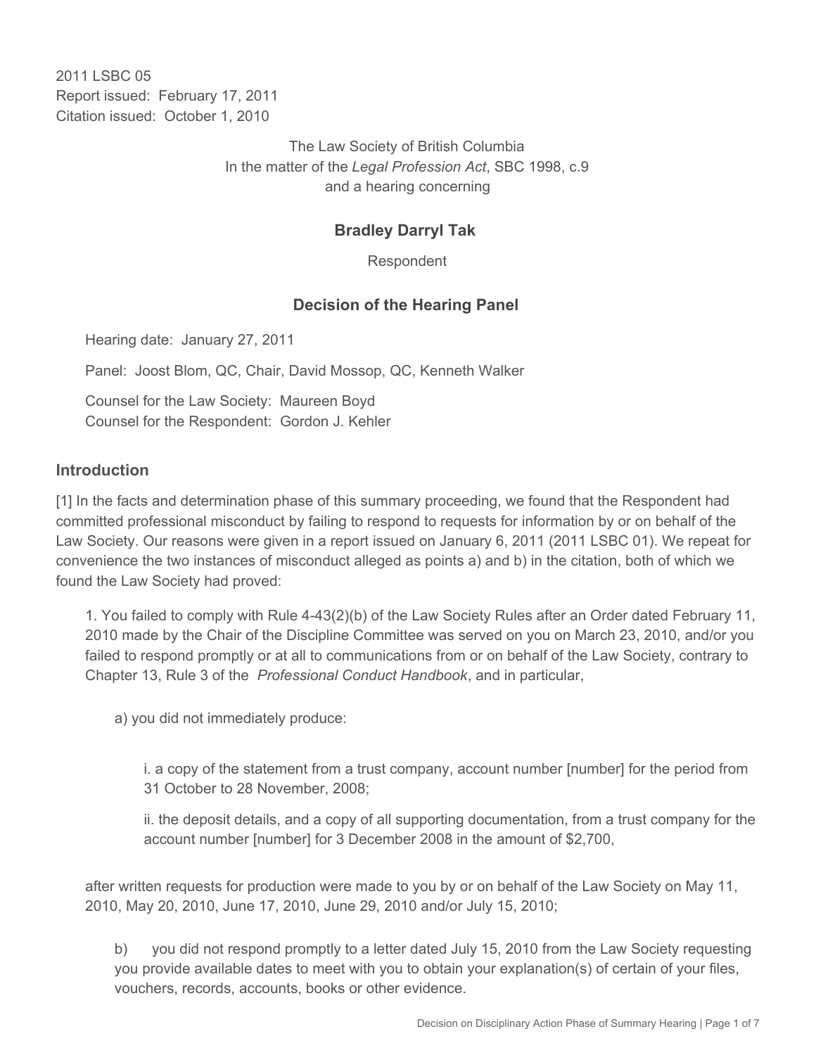2011 LSBC 05
Report issued: February 17, 2011
Citation issued: October 1, 2010

The Law Society of British Columbia
In the matter of the *Legal Profession Act*, SBC 1998, c.9
and a hearing concerning

## Bradley Darryl Tak

Respondent

## Decision of the Hearing Panel

Hearing date: January 27, 2011

Panel: Joost Blom, QC, Chair, David Mossop, QC, Kenneth Walker

Counsel for the Law Society: Maureen Boyd
Counsel for the Respondent: Gordon J. Kehler

### Introduction

[1] In the facts and determination phase of this summary proceeding, we found that the Respondent had committed professional misconduct by failing to respond to requests for information by or on behalf of the Law Society. Our reasons were given in a report issued on January 6, 2011 (2011 LSBC 01). We repeat for convenience the two instances of misconduct alleged as points a) and b) in the citation, both of which we found the Law Society had proved:

> 1. You failed to comply with Rule 4-43(2)(b) of the Law Society Rules after an Order dated February 11, 2010 made by the Chair of the Discipline Committee was served on you on March 23, 2010, and/or you failed to respond promptly or at all to communications from or on behalf of the Law Society, contrary to Chapter 13, Rule 3 of the *Professional Conduct Handbook*, and in particular,
>
> a) you did not immediately produce:
>
> i. a copy of the statement from a trust company, account number [number] for the period from 31 October to 28 November, 2008;
>
> ii. the deposit details, and a copy of all supporting documentation, from a trust company for the account number [number] for 3 December 2008 in the amount of $2,700,
>
> after written requests for production were made to you by or on behalf of the Law Society on May 11, 2010, May 20, 2010, June 17, 2010, June 29, 2010 and/or July 15, 2010;
>
> b) you did not respond promptly to a letter dated July 15, 2010 from the Law Society requesting you provide available dates to meet with you to obtain your explanation(s) of certain of your files, vouchers, records, accounts, books or other evidence.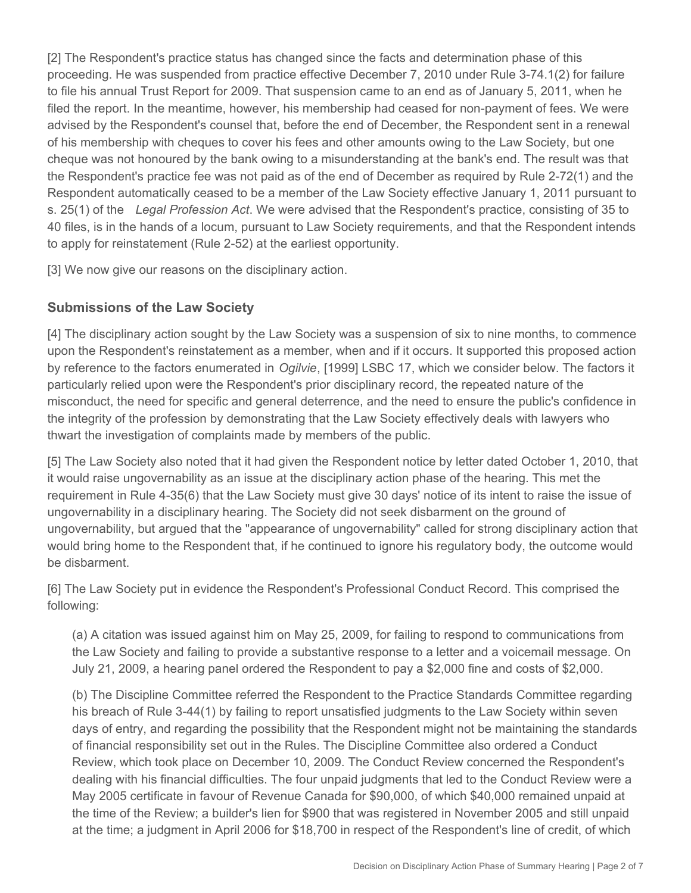[2] The Respondent's practice status has changed since the facts and determination phase of this proceeding. He was suspended from practice effective December 7, 2010 under Rule 3-74.1(2) for failure to file his annual Trust Report for 2009. That suspension came to an end as of January 5, 2011, when he filed the report. In the meantime, however, his membership had ceased for non-payment of fees. We were advised by the Respondent's counsel that, before the end of December, the Respondent sent in a renewal of his membership with cheques to cover his fees and other amounts owing to the Law Society, but one cheque was not honoured by the bank owing to a misunderstanding at the bank's end. The result was that the Respondent's practice fee was not paid as of the end of December as required by Rule 2-72(1) and the Respondent automatically ceased to be a member of the Law Society effective January 1, 2011 pursuant to s. 25(1) of the *Legal Profession Act*. We were advised that the Respondent's practice, consisting of 35 to 40 files, is in the hands of a locum, pursuant to Law Society requirements, and that the Respondent intends to apply for reinstatement (Rule 2-52) at the earliest opportunity.

[3] We now give our reasons on the disciplinary action.

## Submissions of the Law Society

[4] The disciplinary action sought by the Law Society was a suspension of six to nine months, to commence upon the Respondent's reinstatement as a member, when and if it occurs. It supported this proposed action by reference to the factors enumerated in *Ogilvie*, [1999] LSBC 17, which we consider below. The factors it particularly relied upon were the Respondent's prior disciplinary record, the repeated nature of the misconduct, the need for specific and general deterrence, and the need to ensure the public's confidence in the integrity of the profession by demonstrating that the Law Society effectively deals with lawyers who thwart the investigation of complaints made by members of the public.

[5] The Law Society also noted that it had given the Respondent notice by letter dated October 1, 2010, that it would raise ungovernability as an issue at the disciplinary action phase of the hearing. This met the requirement in Rule 4-35(6) that the Law Society must give 30 days' notice of its intent to raise the issue of ungovernability in a disciplinary hearing. The Society did not seek disbarment on the ground of ungovernability, but argued that the "appearance of ungovernability" called for strong disciplinary action that would bring home to the Respondent that, if he continued to ignore his regulatory body, the outcome would be disbarment.

[6] The Law Society put in evidence the Respondent's Professional Conduct Record. This comprised the following:

(a) A citation was issued against him on May 25, 2009, for failing to respond to communications from the Law Society and failing to provide a substantive response to a letter and a voicemail message. On July 21, 2009, a hearing panel ordered the Respondent to pay a $2,000 fine and costs of $2,000.

(b) The Discipline Committee referred the Respondent to the Practice Standards Committee regarding his breach of Rule 3-44(1) by failing to report unsatisfied judgments to the Law Society within seven days of entry, and regarding the possibility that the Respondent might not be maintaining the standards of financial responsibility set out in the Rules. The Discipline Committee also ordered a Conduct Review, which took place on December 10, 2009. The Conduct Review concerned the Respondent's dealing with his financial difficulties. The four unpaid judgments that led to the Conduct Review were a May 2005 certificate in favour of Revenue Canada for $90,000, of which $40,000 remained unpaid at the time of the Review; a builder's lien for $900 that was registered in November 2005 and still unpaid at the time; a judgment in April 2006 for $18,700 in respect of the Respondent's line of credit, of which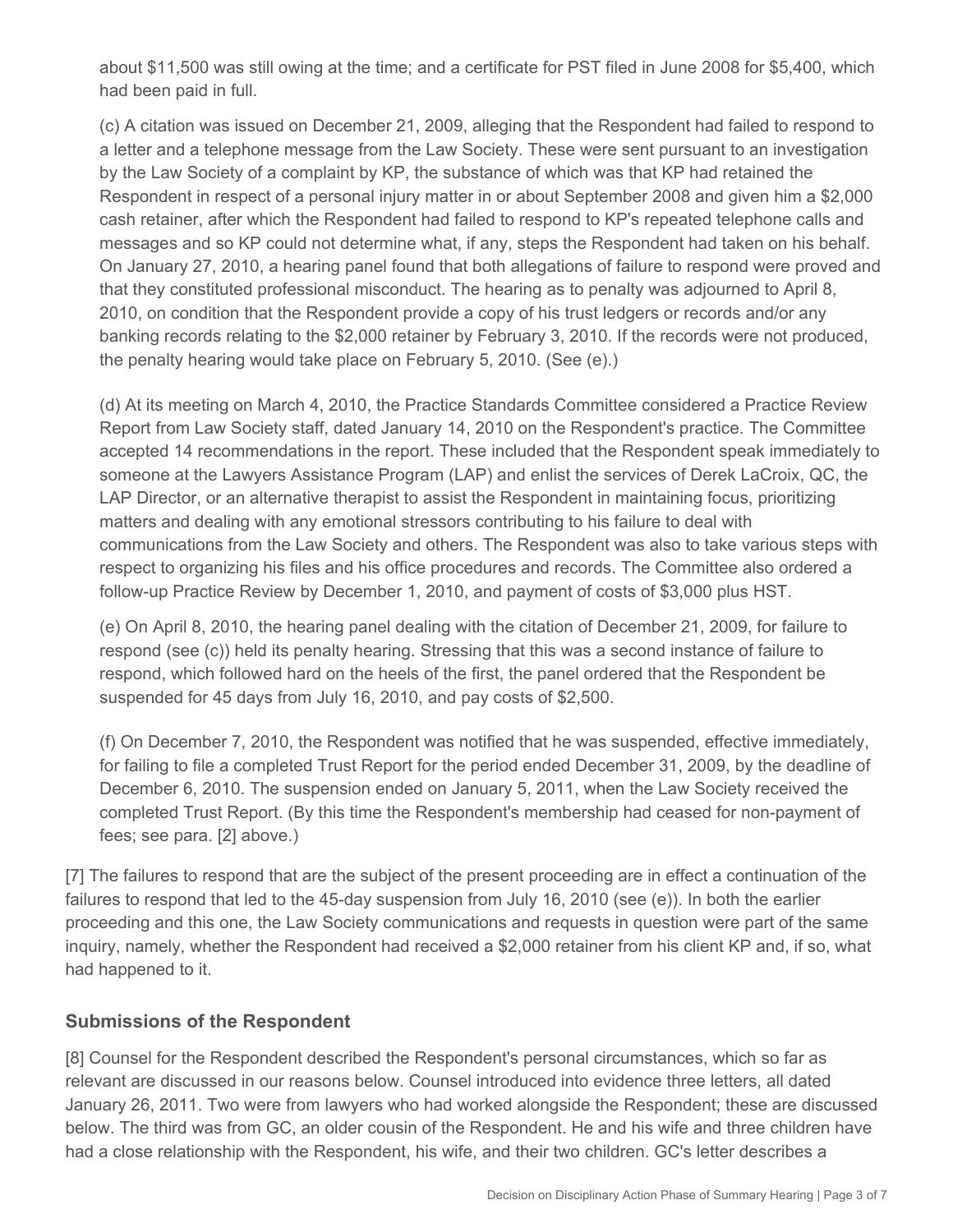about $11,500 was still owing at the time; and a certificate for PST filed in June 2008 for $5,400, which had been paid in full.

(c) A citation was issued on December 21, 2009, alleging that the Respondent had failed to respond to a letter and a telephone message from the Law Society. These were sent pursuant to an investigation by the Law Society of a complaint by KP, the substance of which was that KP had retained the Respondent in respect of a personal injury matter in or about September 2008 and given him a $2,000 cash retainer, after which the Respondent had failed to respond to KP's repeated telephone calls and messages and so KP could not determine what, if any, steps the Respondent had taken on his behalf. On January 27, 2010, a hearing panel found that both allegations of failure to respond were proved and that they constituted professional misconduct. The hearing as to penalty was adjourned to April 8, 2010, on condition that the Respondent provide a copy of his trust ledgers or records and/or any banking records relating to the $2,000 retainer by February 3, 2010. If the records were not produced, the penalty hearing would take place on February 5, 2010. (See (e).)

(d) At its meeting on March 4, 2010, the Practice Standards Committee considered a Practice Review Report from Law Society staff, dated January 14, 2010 on the Respondent's practice. The Committee accepted 14 recommendations in the report. These included that the Respondent speak immediately to someone at the Lawyers Assistance Program (LAP) and enlist the services of Derek LaCroix, QC, the LAP Director, or an alternative therapist to assist the Respondent in maintaining focus, prioritizing matters and dealing with any emotional stressors contributing to his failure to deal with communications from the Law Society and others. The Respondent was also to take various steps with respect to organizing his files and his office procedures and records. The Committee also ordered a follow-up Practice Review by December 1, 2010, and payment of costs of $3,000 plus HST.

(e) On April 8, 2010, the hearing panel dealing with the citation of December 21, 2009, for failure to respond (see (c)) held its penalty hearing. Stressing that this was a second instance of failure to respond, which followed hard on the heels of the first, the panel ordered that the Respondent be suspended for 45 days from July 16, 2010, and pay costs of $2,500.

(f) On December 7, 2010, the Respondent was notified that he was suspended, effective immediately, for failing to file a completed Trust Report for the period ended December 31, 2009, by the deadline of December 6, 2010. The suspension ended on January 5, 2011, when the Law Society received the completed Trust Report. (By this time the Respondent's membership had ceased for non-payment of fees; see para. [2] above.)

[7] The failures to respond that are the subject of the present proceeding are in effect a continuation of the failures to respond that led to the 45-day suspension from July 16, 2010 (see (e)). In both the earlier proceeding and this one, the Law Society communications and requests in question were part of the same inquiry, namely, whether the Respondent had received a $2,000 retainer from his client KP and, if so, what had happened to it.

### Submissions of the Respondent

[8] Counsel for the Respondent described the Respondent's personal circumstances, which so far as relevant are discussed in our reasons below. Counsel introduced into evidence three letters, all dated January 26, 2011. Two were from lawyers who had worked alongside the Respondent; these are discussed below. The third was from GC, an older cousin of the Respondent. He and his wife and three children have had a close relationship with the Respondent, his wife, and their two children. GC's letter describes a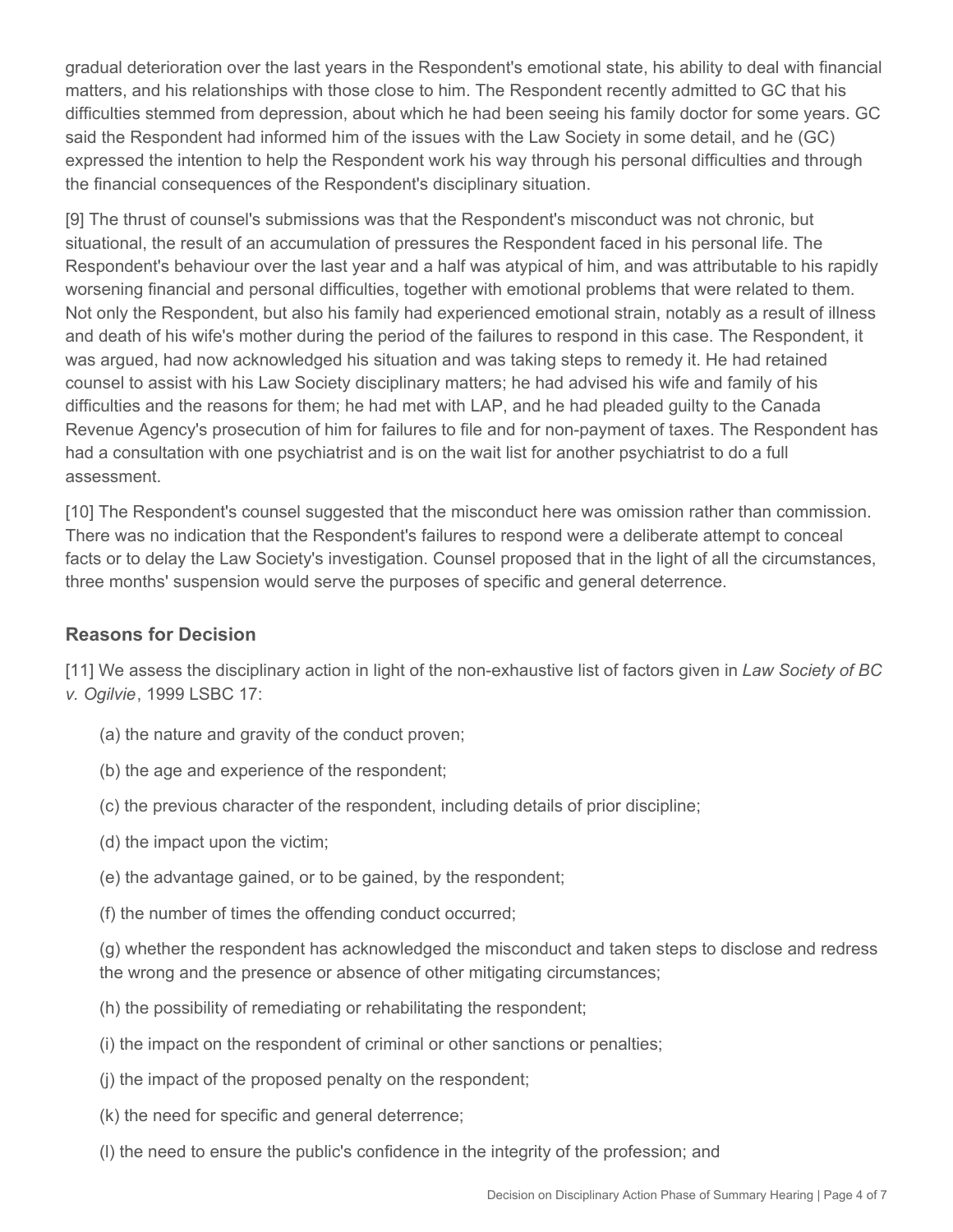gradual deterioration over the last years in the Respondent's emotional state, his ability to deal with financial matters, and his relationships with those close to him. The Respondent recently admitted to GC that his difficulties stemmed from depression, about which he had been seeing his family doctor for some years. GC said the Respondent had informed him of the issues with the Law Society in some detail, and he (GC) expressed the intention to help the Respondent work his way through his personal difficulties and through the financial consequences of the Respondent's disciplinary situation.

[9] The thrust of counsel's submissions was that the Respondent's misconduct was not chronic, but situational, the result of an accumulation of pressures the Respondent faced in his personal life. The Respondent's behaviour over the last year and a half was atypical of him, and was attributable to his rapidly worsening financial and personal difficulties, together with emotional problems that were related to them. Not only the Respondent, but also his family had experienced emotional strain, notably as a result of illness and death of his wife's mother during the period of the failures to respond in this case. The Respondent, it was argued, had now acknowledged his situation and was taking steps to remedy it. He had retained counsel to assist with his Law Society disciplinary matters; he had advised his wife and family of his difficulties and the reasons for them; he had met with LAP, and he had pleaded guilty to the Canada Revenue Agency's prosecution of him for failures to file and for non-payment of taxes. The Respondent has had a consultation with one psychiatrist and is on the wait list for another psychiatrist to do a full assessment.

[10] The Respondent's counsel suggested that the misconduct here was omission rather than commission. There was no indication that the Respondent's failures to respond were a deliberate attempt to conceal facts or to delay the Law Society's investigation. Counsel proposed that in the light of all the circumstances, three months' suspension would serve the purposes of specific and general deterrence.

### Reasons for Decision

[11] We assess the disciplinary action in light of the non-exhaustive list of factors given in *Law Society of BC v. Ogilvie*, 1999 LSBC 17:

(a) the nature and gravity of the conduct proven;

(b) the age and experience of the respondent;

(c) the previous character of the respondent, including details of prior discipline;

(d) the impact upon the victim;

(e) the advantage gained, or to be gained, by the respondent;

(f) the number of times the offending conduct occurred;

(g) whether the respondent has acknowledged the misconduct and taken steps to disclose and redress the wrong and the presence or absence of other mitigating circumstances;

(h) the possibility of remediating or rehabilitating the respondent;

(i) the impact on the respondent of criminal or other sanctions or penalties;

(j) the impact of the proposed penalty on the respondent;

(k) the need for specific and general deterrence;

(l) the need to ensure the public's confidence in the integrity of the profession; and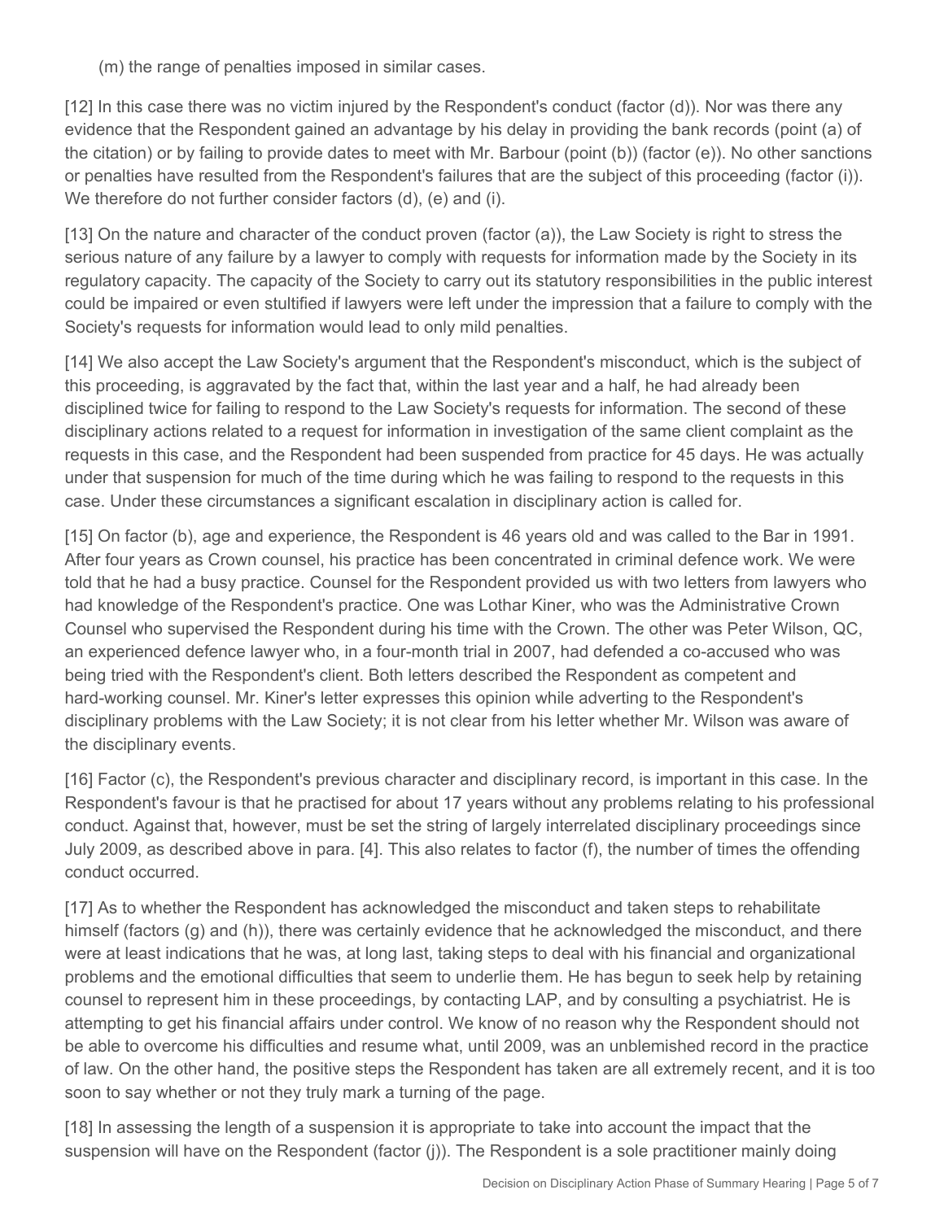(m) the range of penalties imposed in similar cases.

[12] In this case there was no victim injured by the Respondent's conduct (factor (d)). Nor was there any evidence that the Respondent gained an advantage by his delay in providing the bank records (point (a) of the citation) or by failing to provide dates to meet with Mr. Barbour (point (b)) (factor (e)). No other sanctions or penalties have resulted from the Respondent's failures that are the subject of this proceeding (factor (i)). We therefore do not further consider factors (d), (e) and (i).

[13] On the nature and character of the conduct proven (factor (a)), the Law Society is right to stress the serious nature of any failure by a lawyer to comply with requests for information made by the Society in its regulatory capacity. The capacity of the Society to carry out its statutory responsibilities in the public interest could be impaired or even stultified if lawyers were left under the impression that a failure to comply with the Society's requests for information would lead to only mild penalties.

[14] We also accept the Law Society's argument that the Respondent's misconduct, which is the subject of this proceeding, is aggravated by the fact that, within the last year and a half, he had already been disciplined twice for failing to respond to the Law Society's requests for information. The second of these disciplinary actions related to a request for information in investigation of the same client complaint as the requests in this case, and the Respondent had been suspended from practice for 45 days. He was actually under that suspension for much of the time during which he was failing to respond to the requests in this case. Under these circumstances a significant escalation in disciplinary action is called for.

[15] On factor (b), age and experience, the Respondent is 46 years old and was called to the Bar in 1991. After four years as Crown counsel, his practice has been concentrated in criminal defence work. We were told that he had a busy practice. Counsel for the Respondent provided us with two letters from lawyers who had knowledge of the Respondent's practice. One was Lothar Kiner, who was the Administrative Crown Counsel who supervised the Respondent during his time with the Crown. The other was Peter Wilson, QC, an experienced defence lawyer who, in a four-month trial in 2007, had defended a co-accused who was being tried with the Respondent's client. Both letters described the Respondent as competent and hard-working counsel. Mr. Kiner's letter expresses this opinion while adverting to the Respondent's disciplinary problems with the Law Society; it is not clear from his letter whether Mr. Wilson was aware of the disciplinary events.

[16] Factor (c), the Respondent's previous character and disciplinary record, is important in this case. In the Respondent's favour is that he practised for about 17 years without any problems relating to his professional conduct. Against that, however, must be set the string of largely interrelated disciplinary proceedings since July 2009, as described above in para. [4]. This also relates to factor (f), the number of times the offending conduct occurred.

[17] As to whether the Respondent has acknowledged the misconduct and taken steps to rehabilitate himself (factors (g) and (h)), there was certainly evidence that he acknowledged the misconduct, and there were at least indications that he was, at long last, taking steps to deal with his financial and organizational problems and the emotional difficulties that seem to underlie them. He has begun to seek help by retaining counsel to represent him in these proceedings, by contacting LAP, and by consulting a psychiatrist. He is attempting to get his financial affairs under control. We know of no reason why the Respondent should not be able to overcome his difficulties and resume what, until 2009, was an unblemished record in the practice of law. On the other hand, the positive steps the Respondent has taken are all extremely recent, and it is too soon to say whether or not they truly mark a turning of the page.

[18] In assessing the length of a suspension it is appropriate to take into account the impact that the suspension will have on the Respondent (factor (j)). The Respondent is a sole practitioner mainly doing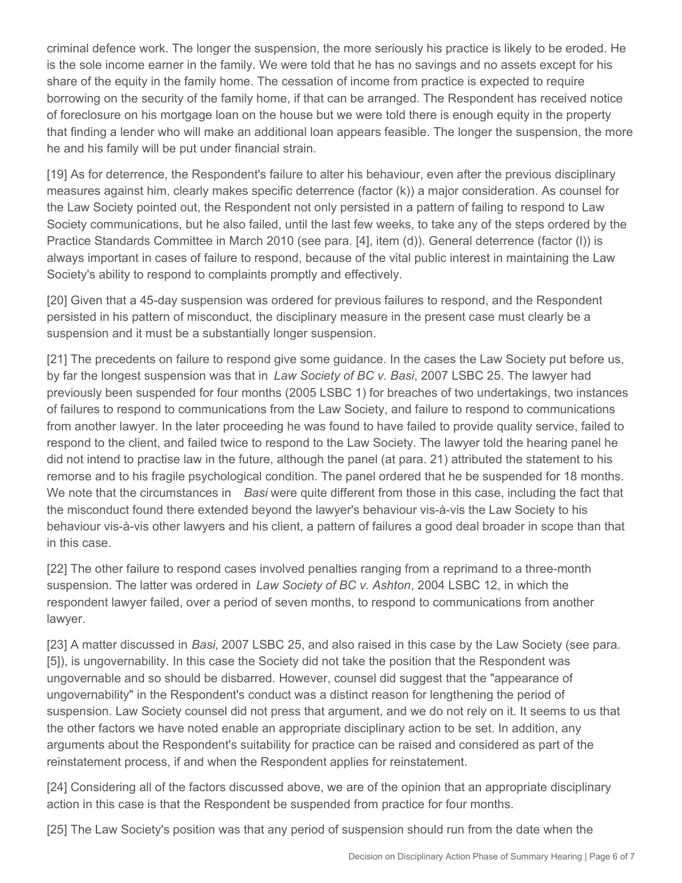criminal defence work. The longer the suspension, the more seriously his practice is likely to be eroded. He is the sole income earner in the family. We were told that he has no savings and no assets except for his share of the equity in the family home. The cessation of income from practice is expected to require borrowing on the security of the family home, if that can be arranged. The Respondent has received notice of foreclosure on his mortgage loan on the house but we were told there is enough equity in the property that finding a lender who will make an additional loan appears feasible. The longer the suspension, the more he and his family will be put under financial strain.

[19] As for deterrence, the Respondent's failure to alter his behaviour, even after the previous disciplinary measures against him, clearly makes specific deterrence (factor (k)) a major consideration. As counsel for the Law Society pointed out, the Respondent not only persisted in a pattern of failing to respond to Law Society communications, but he also failed, until the last few weeks, to take any of the steps ordered by the Practice Standards Committee in March 2010 (see para. [4], item (d)). General deterrence (factor (l)) is always important in cases of failure to respond, because of the vital public interest in maintaining the Law Society's ability to respond to complaints promptly and effectively.

[20] Given that a 45-day suspension was ordered for previous failures to respond, and the Respondent persisted in his pattern of misconduct, the disciplinary measure in the present case must clearly be a suspension and it must be a substantially longer suspension.

[21] The precedents on failure to respond give some guidance. In the cases the Law Society put before us, by far the longest suspension was that in *Law Society of BC v. Basi*, 2007 LSBC 25. The lawyer had previously been suspended for four months (2005 LSBC 1) for breaches of two undertakings, two instances of failures to respond to communications from the Law Society, and failure to respond to communications from another lawyer. In the later proceeding he was found to have failed to provide quality service, failed to respond to the client, and failed twice to respond to the Law Society. The lawyer told the hearing panel he did not intend to practise law in the future, although the panel (at para. 21) attributed the statement to his remorse and to his fragile psychological condition. The panel ordered that he be suspended for 18 months. We note that the circumstances in *Basi* were quite different from those in this case, including the fact that the misconduct found there extended beyond the lawyer's behaviour vis-à-vis the Law Society to his behaviour vis-à-vis other lawyers and his client, a pattern of failures a good deal broader in scope than that in this case.

[22] The other failure to respond cases involved penalties ranging from a reprimand to a three-month suspension. The latter was ordered in *Law Society of BC v. Ashton*, 2004 LSBC 12, in which the respondent lawyer failed, over a period of seven months, to respond to communications from another lawyer.

[23] A matter discussed in *Basi*, 2007 LSBC 25, and also raised in this case by the Law Society (see para. [5]), is ungovernability. In this case the Society did not take the position that the Respondent was ungovernable and so should be disbarred. However, counsel did suggest that the "appearance of ungovernability" in the Respondent's conduct was a distinct reason for lengthening the period of suspension. Law Society counsel did not press that argument, and we do not rely on it. It seems to us that the other factors we have noted enable an appropriate disciplinary action to be set. In addition, any arguments about the Respondent's suitability for practice can be raised and considered as part of the reinstatement process, if and when the Respondent applies for reinstatement.

[24] Considering all of the factors discussed above, we are of the opinion that an appropriate disciplinary action in this case is that the Respondent be suspended from practice for four months.

[25] The Law Society's position was that any period of suspension should run from the date when the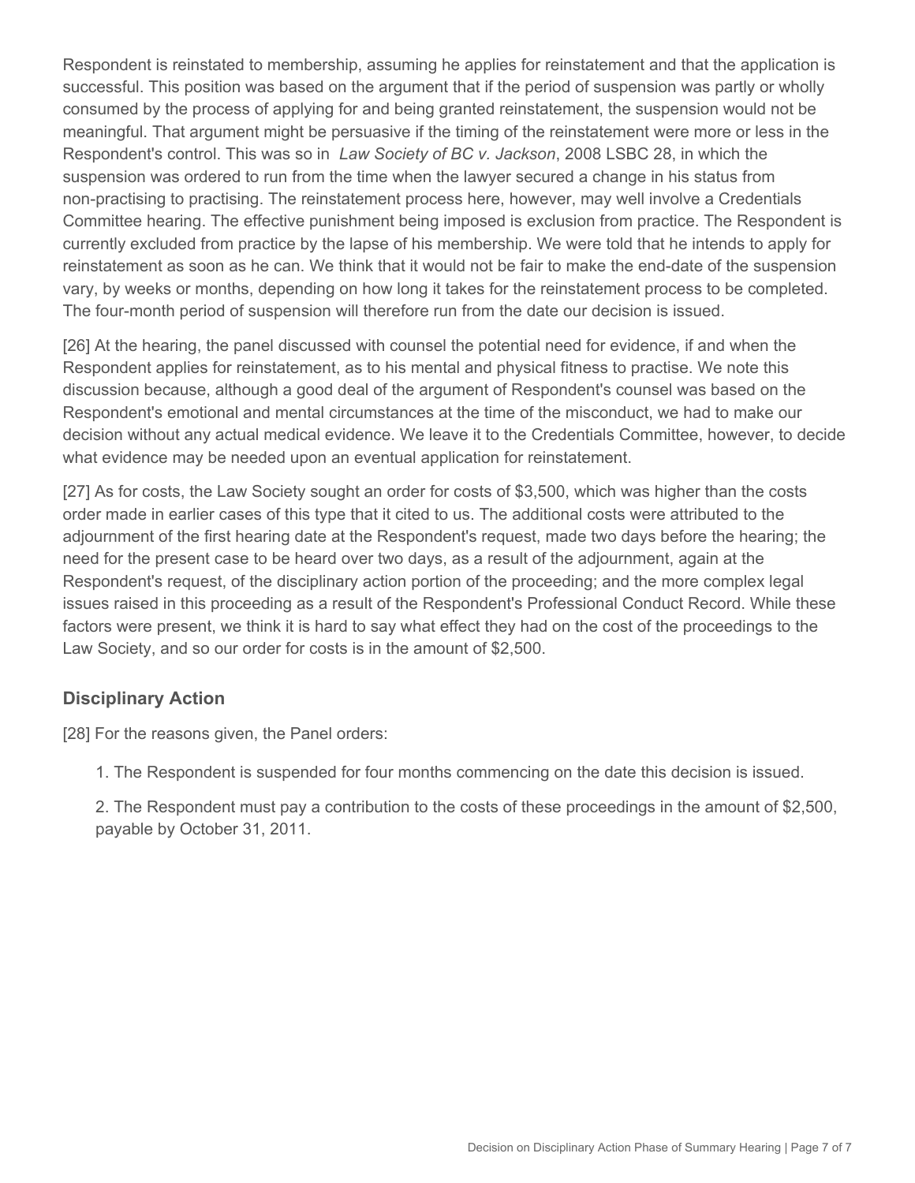Respondent is reinstated to membership, assuming he applies for reinstatement and that the application is successful. This position was based on the argument that if the period of suspension was partly or wholly consumed by the process of applying for and being granted reinstatement, the suspension would not be meaningful. That argument might be persuasive if the timing of the reinstatement were more or less in the Respondent's control. This was so in *Law Society of BC v. Jackson*, 2008 LSBC 28, in which the suspension was ordered to run from the time when the lawyer secured a change in his status from non-practising to practising. The reinstatement process here, however, may well involve a Credentials Committee hearing. The effective punishment being imposed is exclusion from practice. The Respondent is currently excluded from practice by the lapse of his membership. We were told that he intends to apply for reinstatement as soon as he can. We think that it would not be fair to make the end-date of the suspension vary, by weeks or months, depending on how long it takes for the reinstatement process to be completed. The four-month period of suspension will therefore run from the date our decision is issued.

[26] At the hearing, the panel discussed with counsel the potential need for evidence, if and when the Respondent applies for reinstatement, as to his mental and physical fitness to practise. We note this discussion because, although a good deal of the argument of Respondent's counsel was based on the Respondent's emotional and mental circumstances at the time of the misconduct, we had to make our decision without any actual medical evidence. We leave it to the Credentials Committee, however, to decide what evidence may be needed upon an eventual application for reinstatement.

[27] As for costs, the Law Society sought an order for costs of $3,500, which was higher than the costs order made in earlier cases of this type that it cited to us. The additional costs were attributed to the adjournment of the first hearing date at the Respondent's request, made two days before the hearing; the need for the present case to be heard over two days, as a result of the adjournment, again at the Respondent's request, of the disciplinary action portion of the proceeding; and the more complex legal issues raised in this proceeding as a result of the Respondent's Professional Conduct Record. While these factors were present, we think it is hard to say what effect they had on the cost of the proceedings to the Law Society, and so our order for costs is in the amount of $2,500.

## Disciplinary Action

[28] For the reasons given, the Panel orders:

1. The Respondent is suspended for four months commencing on the date this decision is issued.

2. The Respondent must pay a contribution to the costs of these proceedings in the amount of $2,500, payable by October 31, 2011.